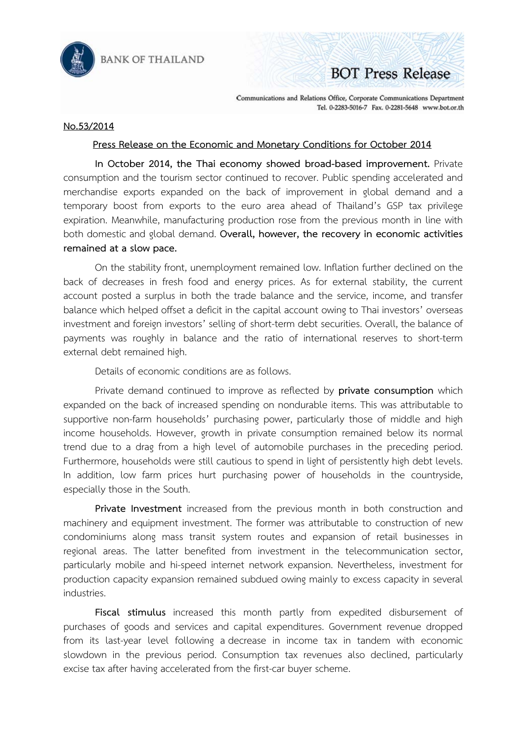BANK OF THAILAND

BOT Press Release

Communications and Relations Office, Corporate Communications Department
Tel. 0-2283-5016-7 Fax. 0-2281-5648 www.bot.or.th

No.53/2014

## Press Release on the Economic and Monetary Conditions for October 2014

**In October 2014, the Thai economy showed broad-based improvement.** Private consumption and the tourism sector continued to recover. Public spending accelerated and merchandise exports expanded on the back of improvement in global demand and a temporary boost from exports to the euro area ahead of Thailand's GSP tax privilege expiration. Meanwhile, manufacturing production rose from the previous month in line with both domestic and global demand. **Overall, however, the recovery in economic activities remained at a slow pace.**

On the stability front, unemployment remained low. Inflation further declined on the back of decreases in fresh food and energy prices. As for external stability, the current account posted a surplus in both the trade balance and the service, income, and transfer balance which helped offset a deficit in the capital account owing to Thai investors' overseas investment and foreign investors' selling of short-term debt securities. Overall, the balance of payments was roughly in balance and the ratio of international reserves to short-term external debt remained high.

Details of economic conditions are as follows.

Private demand continued to improve as reflected by **private consumption** which expanded on the back of increased spending on nondurable items. This was attributable to supportive non-farm households' purchasing power, particularly those of middle and high income households. However, growth in private consumption remained below its normal trend due to a drag from a high level of automobile purchases in the preceding period. Furthermore, households were still cautious to spend in light of persistently high debt levels. In addition, low farm prices hurt purchasing power of households in the countryside, especially those in the South.

**Private Investment** increased from the previous month in both construction and machinery and equipment investment. The former was attributable to construction of new condominiums along mass transit system routes and expansion of retail businesses in regional areas. The latter benefited from investment in the telecommunication sector, particularly mobile and hi-speed internet network expansion. Nevertheless, investment for production capacity expansion remained subdued owing mainly to excess capacity in several industries.

**Fiscal stimulus** increased this month partly from expedited disbursement of purchases of goods and services and capital expenditures. Government revenue dropped from its last-year level following a decrease in income tax in tandem with economic slowdown in the previous period. Consumption tax revenues also declined, particularly excise tax after having accelerated from the first-car buyer scheme.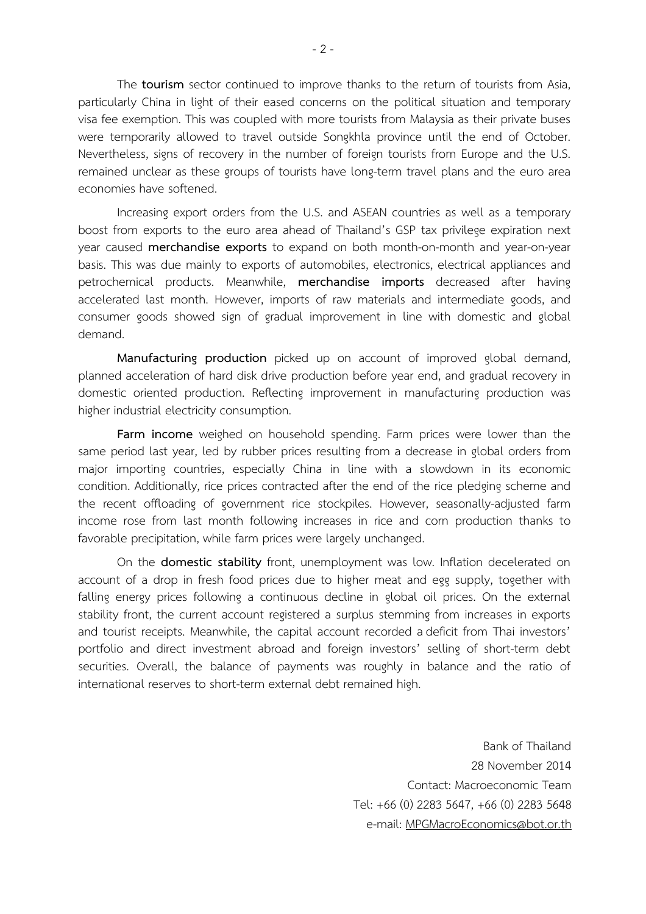The **tourism** sector continued to improve thanks to the return of tourists from Asia, particularly China in light of their eased concerns on the political situation and temporary visa fee exemption. This was coupled with more tourists from Malaysia as their private buses were temporarily allowed to travel outside Songkhla province until the end of October. Nevertheless, signs of recovery in the number of foreign tourists from Europe and the U.S. remained unclear as these groups of tourists have long-term travel plans and the euro area economies have softened.

Increasing export orders from the U.S. and ASEAN countries as well as a temporary boost from exports to the euro area ahead of Thailand's GSP tax privilege expiration next year caused **merchandise exports** to expand on both month-on-month and year-on-year basis. This was due mainly to exports of automobiles, electronics, electrical appliances and petrochemical products. Meanwhile, **merchandise imports** decreased after having accelerated last month. However, imports of raw materials and intermediate goods, and consumer goods showed sign of gradual improvement in line with domestic and global demand.

**Manufacturing production** picked up on account of improved global demand, planned acceleration of hard disk drive production before year end, and gradual recovery in domestic oriented production. Reflecting improvement in manufacturing production was higher industrial electricity consumption.

**Farm income** weighed on household spending. Farm prices were lower than the same period last year, led by rubber prices resulting from a decrease in global orders from major importing countries, especially China in line with a slowdown in its economic condition. Additionally, rice prices contracted after the end of the rice pledging scheme and the recent offloading of government rice stockpiles. However, seasonally-adjusted farm income rose from last month following increases in rice and corn production thanks to favorable precipitation, while farm prices were largely unchanged.

On the **domestic stability** front, unemployment was low. Inflation decelerated on account of a drop in fresh food prices due to higher meat and egg supply, together with falling energy prices following a continuous decline in global oil prices. On the external stability front, the current account registered a surplus stemming from increases in exports and tourist receipts. Meanwhile, the capital account recorded a deficit from Thai investors' portfolio and direct investment abroad and foreign investors' selling of short-term debt securities. Overall, the balance of payments was roughly in balance and the ratio of international reserves to short-term external debt remained high.

Bank of Thailand
28 November 2014
Contact: Macroeconomic Team
Tel: +66 (0) 2283 5647, +66 (0) 2283 5648
e-mail: MPGMacroEconomics@bot.or.th